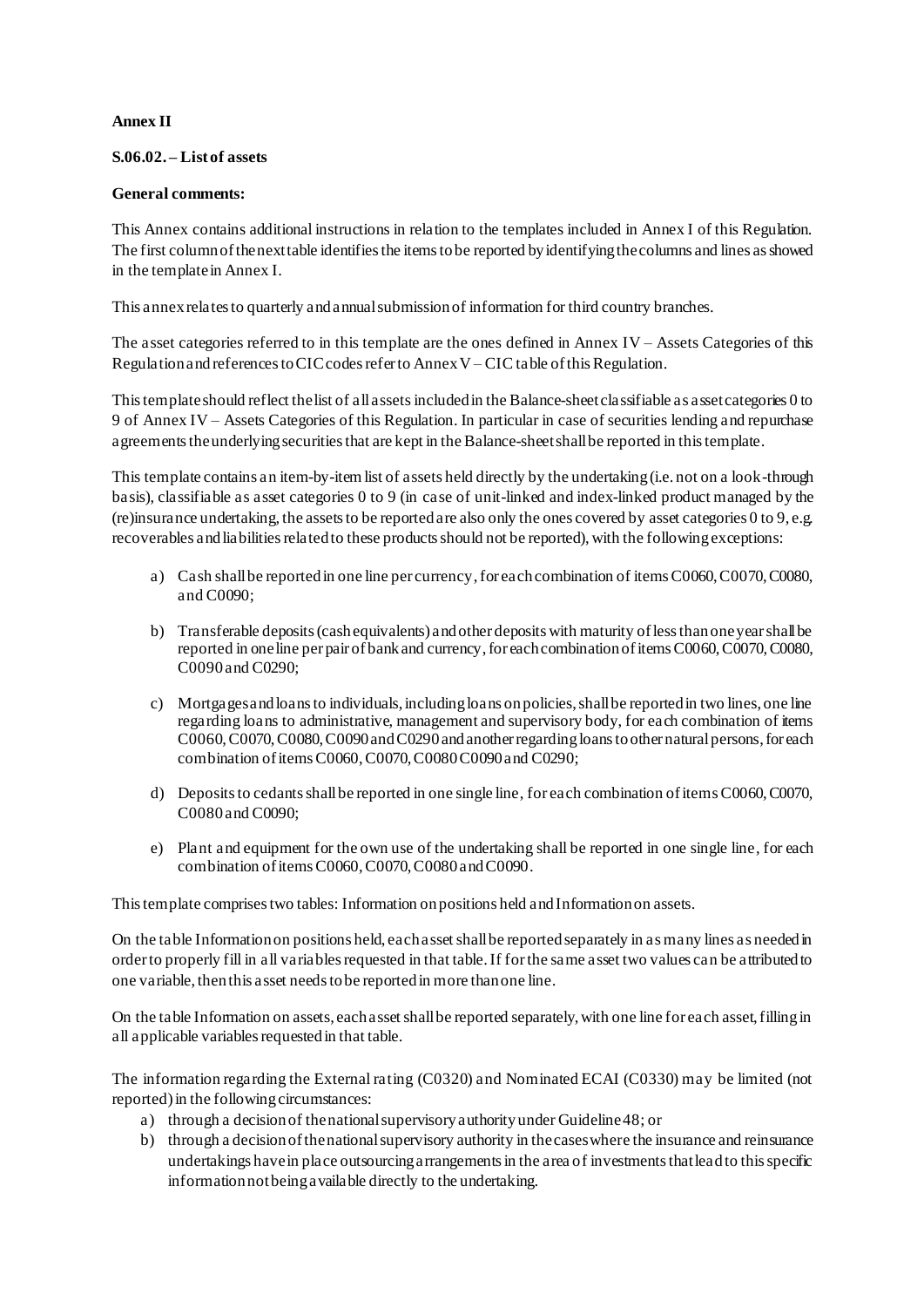**Annex II**

**S.06.02. – List of assets**

**General comments:**

This Annex contains additional instructions in relation to the templates included in Annex I of this Regulation. The first column of the next table identifies the items to be reported by identifying the columns and lines as showed in the template in Annex I.

This annex relates to quarterly and annual submission of information for third country branches.

The asset categories referred to in this template are the ones defined in Annex IV – Assets Categories of this Regulation and references to CIC codes refer to Annex V – CIC table of this Regulation.

This template should reflect the list of all assets included in the Balance-sheet classifiable as asset categories 0 to 9 of Annex IV – Assets Categories of this Regulation. In particular in case of securities lending and repurchase agreements the underlying securities that are kept in the Balance-sheet shall be reported in this template.

This template contains an item-by-item list of assets held directly by the undertaking (i.e. not on a look-through basis), classifiable as asset categories 0 to 9 (in case of unit-linked and index-linked product managed by the (re)insurance undertaking, the assets to be reported are also only the ones covered by asset categories 0 to 9, e.g. recoverables and liabilities related to these products should not be reported), with the following exceptions:

a) Cash shall be reported in one line per currency, for each combination of items C0060, C0070, C0080, and C0090;

b) Transferable deposits (cash equivalents) and other deposits with maturity of less than one year shall be reported in one line per pair of bank and currency, for each combination of items C0060, C0070, C0080, C0090 and C0290;

c) Mortgages and loans to individuals, including loans on policies, shall be reported in two lines, one line regarding loans to administrative, management and supervisory body, for each combination of items C0060, C0070, C0080, C0090 and C0290 and another regarding loans to other natural persons, for each combination of items C0060, C0070, C0080 C0090 and C0290;

d) Deposits to cedants shall be reported in one single line, for each combination of items C0060, C0070, C0080 and C0090;

e) Plant and equipment for the own use of the undertaking shall be reported in one single line, for each combination of items C0060, C0070, C0080 and C0090.

This template comprises two tables: Information on positions held and Information on assets.

On the table Information on positions held, each asset shall be reported separately in as many lines as needed in order to properly fill in all variables requested in that table. If for the same asset two values can be attributed to one variable, then this asset needs to be reported in more than one line.

On the table Information on assets, each asset shall be reported separately, with one line for each asset, filling in all applicable variables requested in that table.

The information regarding the External rating (C0320) and Nominated ECAI (C0330) may be limited (not reported) in the following circumstances:

a) through a decision of the national supervisory authority under Guideline 48; or
b) through a decision of the national supervisory authority in the cases where the insurance and reinsurance undertakings have in place outsourcing arrangements in the area of investments that lead to this specific information not being available directly to the undertaking.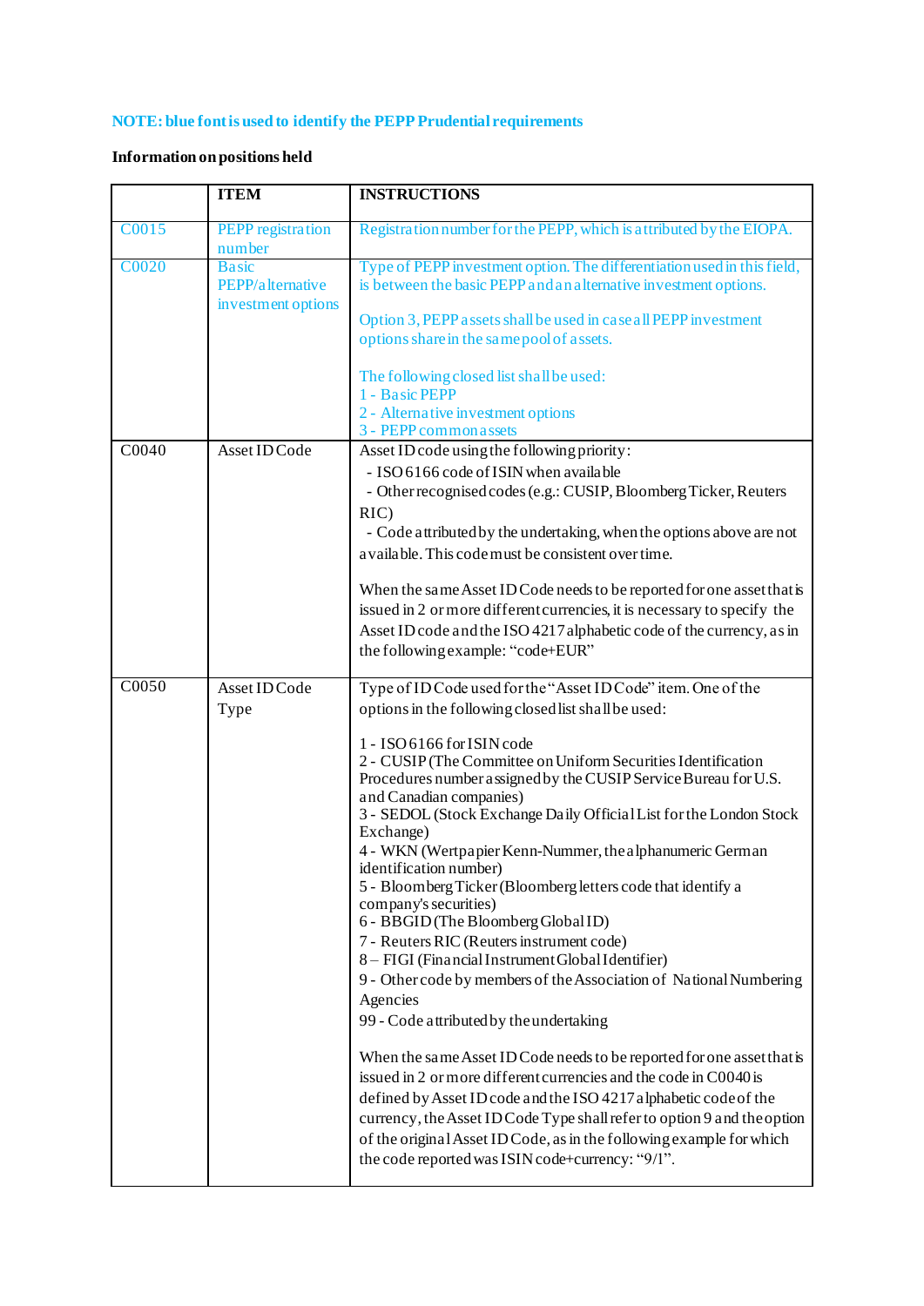**NOTE: blue font is used to identify the PEPP Prudential requirements**

**Information on positions held**

| | **ITEM** | **INSTRUCTIONS** |
|---|---|---|
| C0015 | PEPP registration number | Registration number for the PEPP, which is attributed by the EIOPA. |
| C0020 | Basic PEPP/alternative investment options | Type of PEPP investment option. The differentiation used in this field, is between the basic PEPP and an alternative investment options.<br><br>Option 3, PEPP assets shall be used in case all PEPP investment options share in the same pool of assets.<br><br>The following closed list shall be used:<br>1 - Basic PEPP<br>2 - Alternative investment options<br>3 - PEPP common assets |
| C0040 | Asset ID Code | Asset ID code using the following priority:<br>- ISO 6166 code of ISIN when available<br>- Other recognised codes (e.g.: CUSIP, Bloomberg Ticker, Reuters RIC)<br>- Code attributed by the undertaking, when the options above are not available. This code must be consistent over time.<br><br>When the same Asset ID Code needs to be reported for one asset that is issued in 2 or more different currencies, it is necessary to specify the Asset ID code and the ISO 4217 alphabetic code of the currency, as in the following example: "code+EUR" |
| C0050 | Asset ID Code Type | Type of ID Code used for the "Asset ID Code" item. One of the options in the following closed list shall be used:<br><br>1 - ISO 6166 for ISIN code<br>2 - CUSIP (The Committee on Uniform Securities Identification Procedures number assigned by the CUSIP Service Bureau for U.S. and Canadian companies)<br>3 - SEDOL (Stock Exchange Daily Official List for the London Stock Exchange)<br>4 - WKN (Wertpapier Kenn-Nummer, the alphanumeric German identification number)<br>5 - Bloomberg Ticker (Bloomberg letters code that identify a company's securities)<br>6 - BBGID (The Bloomberg Global ID)<br>7 - Reuters RIC (Reuters instrument code)<br>8 – FIGI (Financial Instrument Global Identifier)<br>9 - Other code by members of the Association of National Numbering Agencies<br>99 - Code attributed by the undertaking<br><br>When the same Asset ID Code needs to be reported for one asset that is issued in 2 or more different currencies and the code in C0040 is defined by Asset ID code and the ISO 4217 alphabetic code of the currency, the Asset ID Code Type shall refer to option 9 and the option of the original Asset ID Code, as in the following example for which the code reported was ISIN code+currency: "9/1". |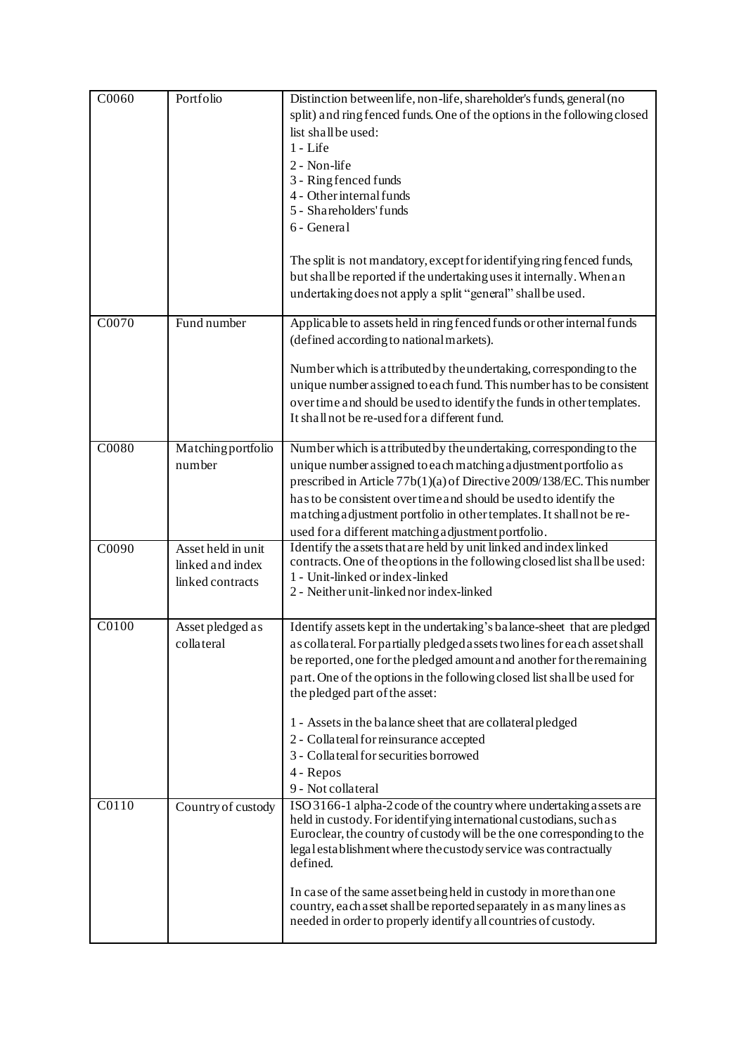| C0060 | Portfolio | Distinction between life, non-life, shareholder's funds, general (no split) and ring fenced funds. One of the options in the following closed list shall be used:<br>1 - Life<br>2 - Non-life<br>3 - Ring fenced funds<br>4 - Other internal funds<br>5 - Shareholders' funds<br>6 - General<br><br>The split is not mandatory, except for identifying ring fenced funds, but shall be reported if the undertaking uses it internally. When an undertaking does not apply a split "general" shall be used. |
|---|---|---|
| C0070 | Fund number | Applicable to assets held in ring fenced funds or other internal funds (defined according to national markets).<br><br>Number which is attributed by the undertaking, corresponding to the unique number assigned to each fund. This number has to be consistent over time and should be used to identify the funds in other templates. It shall not be re-used for a different fund. |
| C0080 | Matching portfolio number | Number which is attributed by the undertaking, corresponding to the unique number assigned to each matching adjustment portfolio as prescribed in Article 77b(1)(a) of Directive 2009/138/EC. This number has to be consistent over time and should be used to identify the matching adjustment portfolio in other templates. It shall not be re-used for a different matching adjustment portfolio. |
| C0090 | Asset held in unit linked and index linked contracts | Identify the assets that are held by unit linked and index linked contracts. One of the options in the following closed list shall be used:<br>1 - Unit-linked or index-linked<br>2 - Neither unit-linked nor index-linked |
| C0100 | Asset pledged as collateral | Identify assets kept in the undertaking's balance-sheet that are pledged as collateral. For partially pledged assets two lines for each asset shall be reported, one for the pledged amount and another for the remaining part. One of the options in the following closed list shall be used for the pledged part of the asset:<br><br>1 - Assets in the balance sheet that are collateral pledged<br>2 - Collateral for reinsurance accepted<br>3 - Collateral for securities borrowed<br>4 - Repos<br>9 - Not collateral |
| C0110 | Country of custody | ISO 3166-1 alpha-2 code of the country where undertaking assets are held in custody. For identifying international custodians, such as Euroclear, the country of custody will be the one corresponding to the legal establishment where the custody service was contractually defined.<br><br>In case of the same asset being held in custody in more than one country, each asset shall be reported separately in as many lines as needed in order to properly identify all countries of custody. |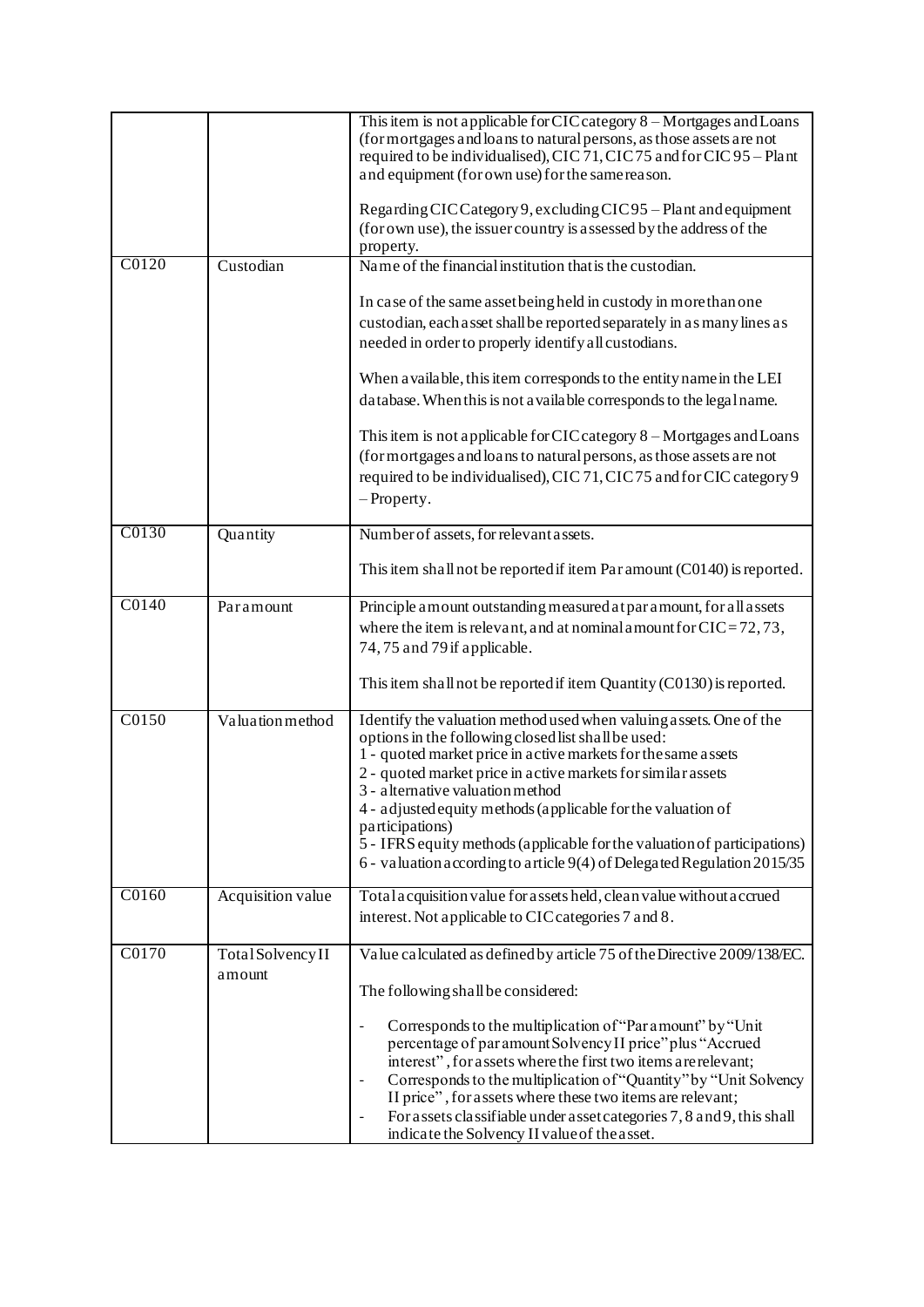| | | |
|---|---|---|
| | | This item is not applicable for CIC category 8 – Mortgages and Loans (for mortgages and loans to natural persons, as those assets are not required to be individualised), CIC 71, CIC 75 and for CIC 95 – Plant and equipment (for own use) for the same reason.<br><br>Regarding CIC Category 9, excluding CIC 95 – Plant and equipment (for own use), the issuer country is assessed by the address of the property. |
| C0120 | Custodian | Name of the financial institution that is the custodian.<br><br>In case of the same asset being held in custody in more than one custodian, each asset shall be reported separately in as many lines as needed in order to properly identify all custodians.<br><br>When available, this item corresponds to the entity name in the LEI database. When this is not available corresponds to the legal name.<br><br>This item is not applicable for CIC category 8 – Mortgages and Loans (for mortgages and loans to natural persons, as those assets are not required to be individualised), CIC 71, CIC 75 and for CIC category 9 – Property. |
| C0130 | Quantity | Number of assets, for relevant assets.<br><br>This item shall not be reported if item Par amount (C0140) is reported. |
| C0140 | Par amount | Principle amount outstanding measured at par amount, for all assets where the item is relevant, and at nominal amount for CIC = 72, 73, 74, 75 and 79 if applicable.<br><br>This item shall not be reported if item Quantity (C0130) is reported. |
| C0150 | Valuation method | Identify the valuation method used when valuing assets. One of the options in the following closed list shall be used:<br>1 - quoted market price in active markets for the same assets<br>2 - quoted market price in active markets for similar assets<br>3 - alternative valuation method<br>4 - adjusted equity methods (applicable for the valuation of participations)<br>5 - IFRS equity methods (applicable for the valuation of participations)<br>6 - valuation according to article 9(4) of Delegated Regulation 2015/35 |
| C0160 | Acquisition value | Total acquisition value for assets held, clean value without accrued interest. Not applicable to CIC categories 7 and 8. |
| C0170 | Total Solvency II amount | Value calculated as defined by article 75 of the Directive 2009/138/EC.<br><br>The following shall be considered:<br><br>- Corresponds to the multiplication of "Par amount" by "Unit percentage of par amount Solvency II price" plus "Accrued interest", for assets where the first two items are relevant;<br>- Corresponds to the multiplication of "Quantity" by "Unit Solvency II price", for assets where these two items are relevant;<br>- For assets classifiable under asset categories 7, 8 and 9, this shall indicate the Solvency II value of the asset. |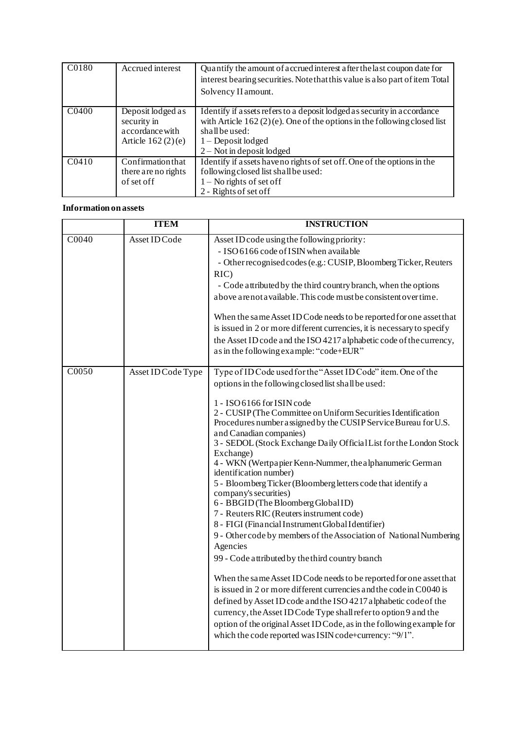| | | |
|---|---|---|
| C0180 | Accrued interest | Quantify the amount of accrued interest after the last coupon date for interest bearing securities. Note that this value is also part of item Total Solvency II amount. |
| C0400 | Deposit lodged as security in accordance with Article 162 (2) (e) | Identify if assets refers to a deposit lodged as security in accordance with Article 162 (2) (e). One of the options in the following closed list shall be used:<br>1 – Deposit lodged<br>2 – Not in deposit lodged |
| C0410 | Confirmation that there are no rights of set off | Identify if assets have no rights of set off. One of the options in the following closed list shall be used:<br>1 – No rights of set off<br>2 - Rights of set off |

**Information on assets**

| | ITEM | INSTRUCTION |
|---|---|---|
| C0040 | Asset ID Code | Asset ID code using the following priority:<br>- ISO 6166 code of ISIN when available<br>- Other recognised codes (e.g.: CUSIP, Bloomberg Ticker, Reuters RIC)<br>- Code attributed by the third country branch, when the options above are not available. This code must be consistent over time.<br><br>When the same Asset ID Code needs to be reported for one asset that is issued in 2 or more different currencies, it is necessary to specify the Asset ID code and the ISO 4217 alphabetic code of the currency, as in the following example: "code+EUR" |
| C0050 | Asset ID Code Type | Type of ID Code used for the "Asset ID Code" item. One of the options in the following closed list shall be used:<br><br>1 - ISO 6166 for ISIN code<br>2 - CUSIP (The Committee on Uniform Securities Identification Procedures number assigned by the CUSIP Service Bureau for U.S. and Canadian companies)<br>3 - SEDOL (Stock Exchange Daily Official List for the London Stock Exchange)<br>4 - WKN (Wertpapier Kenn-Nummer, the alphanumeric German identification number)<br>5 - Bloomberg Ticker (Bloomberg letters code that identify a company's securities)<br>6 - BBGID (The Bloomberg Global ID)<br>7 - Reuters RIC (Reuters instrument code)<br>8 - FIGI (Financial Instrument Global Identifier)<br>9 - Other code by members of the Association of National Numbering Agencies<br>99 - Code attributed by the third country branch<br><br>When the same Asset ID Code needs to be reported for one asset that is issued in 2 or more different currencies and the code in C0040 is defined by Asset ID code and the ISO 4217 alphabetic code of the currency, the Asset ID Code Type shall refer to option 9 and the option of the original Asset ID Code, as in the following example for which the code reported was ISIN code+currency: "9/1". |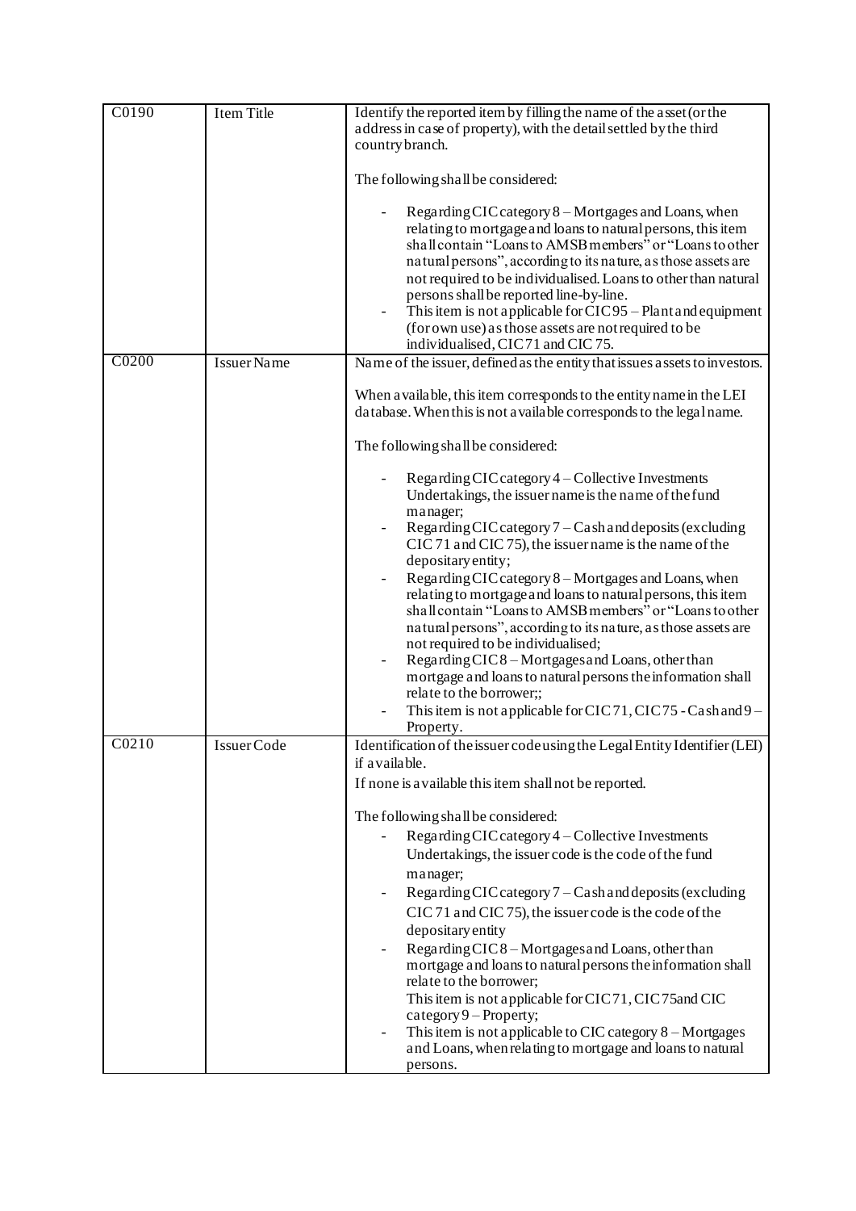| | | |
|---|---|---|
| C0190 | Item Title | Identify the reported item by filling the name of the asset (or the address in case of property), with the detail settled by the third country branch.<br><br>The following shall be considered:<br><br>- Regarding CIC category 8 – Mortgages and Loans, when relating to mortgage and loans to natural persons, this item shall contain "Loans to AMSB members" or "Loans to other natural persons", according to its nature, as those assets are not required to be individualised. Loans to other than natural persons shall be reported line-by-line.<br>- This item is not applicable for CIC 95 – Plant and equipment (for own use) as those assets are not required to be individualised, CIC 71 and CIC 75. |
| C0200 | Issuer Name | Name of the issuer, defined as the entity that issues assets to investors.<br><br>When available, this item corresponds to the entity name in the LEI database. When this is not available corresponds to the legal name.<br><br>The following shall be considered:<br><br>- Regarding CIC category 4 – Collective Investments Undertakings, the issuer name is the name of the fund manager;<br>- Regarding CIC category 7 – Cash and deposits (excluding CIC 71 and CIC 75), the issuer name is the name of the depositary entity;<br>- Regarding CIC category 8 – Mortgages and Loans, when relating to mortgage and loans to natural persons, this item shall contain "Loans to AMSB members" or "Loans to other natural persons", according to its nature, as those assets are not required to be individualised;<br>- Regarding CIC 8 – Mortgages and Loans, other than mortgage and loans to natural persons the information shall relate to the borrower;;<br>- This item is not applicable for CIC 71, CIC 75 - Cash and 9 – Property. |
| C0210 | Issuer Code | Identification of the issuer code using the Legal Entity Identifier (LEI) if available.<br>If none is available this item shall not be reported.<br><br>The following shall be considered:<br>- Regarding CIC category 4 – Collective Investments Undertakings, the issuer code is the code of the fund manager;<br>- Regarding CIC category 7 – Cash and deposits (excluding CIC 71 and CIC 75), the issuer code is the code of the depositary entity<br>- Regarding CIC 8 – Mortgages and Loans, other than mortgage and loans to natural persons the information shall relate to the borrower;<br>This item is not applicable for CIC 71, CIC 75and CIC category 9 – Property;<br>- This item is not applicable to CIC category 8 – Mortgages and Loans, when relating to mortgage and loans to natural persons. |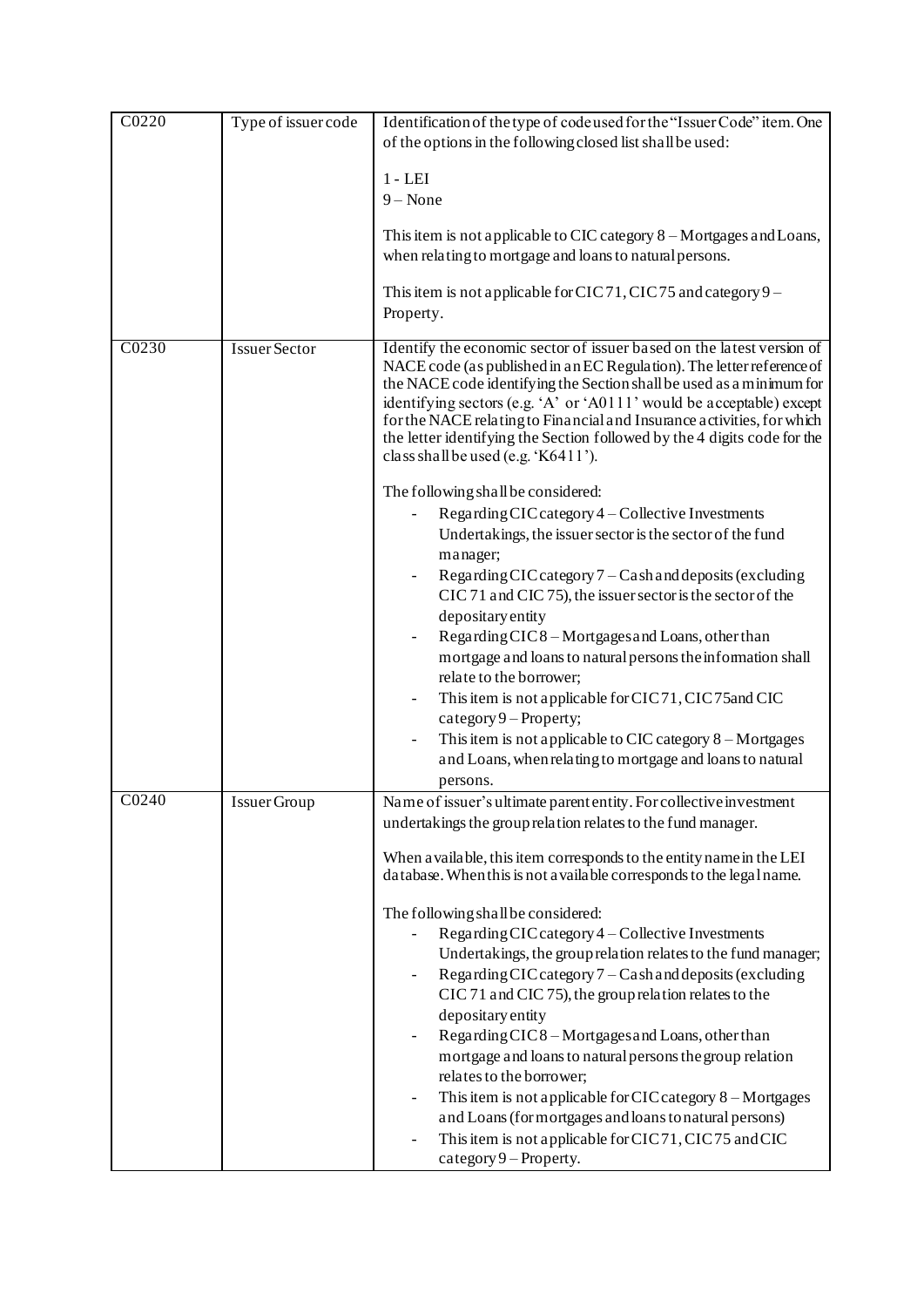| C0220 | Type of issuer code | Identification of the type of code used for the "Issuer Code" item. One of the options in the following closed list shall be used:<br><br>1 - LEI<br>9 – None<br><br>This item is not applicable to CIC category 8 – Mortgages and Loans, when relating to mortgage and loans to natural persons.<br><br>This item is not applicable for CIC 71, CIC 75 and category 9 – Property. |
|---|---|---|
| C0230 | Issuer Sector | Identify the economic sector of issuer based on the latest version of NACE code (as published in an EC Regulation). The letter reference of the NACE code identifying the Section shall be used as a minimum for identifying sectors (e.g. 'A' or 'A0111' would be acceptable) except for the NACE relating to Financial and Insurance activities, for which the letter identifying the Section followed by the 4 digits code for the class shall be used (e.g. 'K6411').<br><br>The following shall be considered:<br>- Regarding CIC category 4 – Collective Investments Undertakings, the issuer sector is the sector of the fund manager;<br>- Regarding CIC category 7 – Cash and deposits (excluding CIC 71 and CIC 75), the issuer sector is the sector of the depositary entity<br>- Regarding CIC 8 – Mortgages and Loans, other than mortgage and loans to natural persons the information shall relate to the borrower;<br>- This item is not applicable for CIC 71, CIC 75and CIC category 9 – Property;<br>- This item is not applicable to CIC category 8 – Mortgages and Loans, when relating to mortgage and loans to natural persons. |
| C0240 | Issuer Group | Name of issuer's ultimate parent entity. For collective investment undertakings the group relation relates to the fund manager.<br><br>When available, this item corresponds to the entity name in the LEI database. When this is not available corresponds to the legal name.<br><br>The following shall be considered:<br>- Regarding CIC category 4 – Collective Investments Undertakings, the group relation relates to the fund manager;<br>- Regarding CIC category 7 – Cash and deposits (excluding CIC 71 and CIC 75), the group relation relates to the depositary entity<br>- Regarding CIC 8 – Mortgages and Loans, other than mortgage and loans to natural persons the group relation relates to the borrower;<br>- This item is not applicable for CIC category 8 – Mortgages and Loans (for mortgages and loans to natural persons)<br>- This item is not applicable for CIC 71, CIC 75 and CIC category 9 – Property. |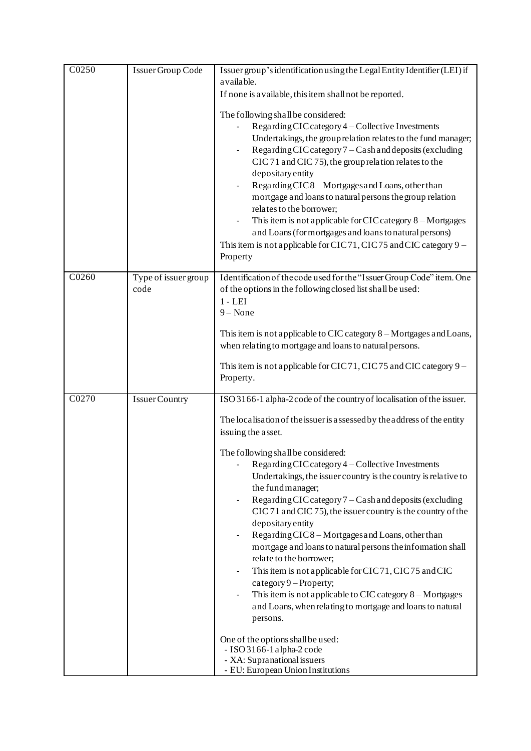| C0250 | Issuer Group Code | Issuer group's identification using the Legal Entity Identifier (LEI) if available.<br>If none is available, this item shall not be reported.<br><br>The following shall be considered:<br>- Regarding CIC category 4 – Collective Investments Undertakings, the group relation relates to the fund manager;<br>- Regarding CIC category 7 – Cash and deposits (excluding CIC 71 and CIC 75), the group relation relates to the depositary entity<br>- Regarding CIC 8 – Mortgages and Loans, other than mortgage and loans to natural persons the group relation relates to the borrower;<br>- This item is not applicable for CIC category 8 – Mortgages and Loans (for mortgages and loans to natural persons)<br><br>This item is not applicable for CIC 71, CIC 75 and CIC category 9 – Property |
|---|---|---|
| C0260 | Type of issuer group code | Identification of the code used for the "Issuer Group Code" item. One of the options in the following closed list shall be used:<br>1 - LEI<br>9 – None<br><br>This item is not applicable to CIC category 8 – Mortgages and Loans, when relating to mortgage and loans to natural persons.<br><br>This item is not applicable for CIC 71, CIC 75 and CIC category 9 – Property. |
| C0270 | Issuer Country | ISO 3166-1 alpha-2 code of the country of localisation of the issuer.<br><br>The localisation of the issuer is assessed by the address of the entity issuing the asset.<br><br>The following shall be considered:<br>- Regarding CIC category 4 – Collective Investments Undertakings, the issuer country is the country is relative to the fund manager;<br>- Regarding CIC category 7 – Cash and deposits (excluding CIC 71 and CIC 75), the issuer country is the country of the depositary entity<br>- Regarding CIC 8 – Mortgages and Loans, other than mortgage and loans to natural persons the information shall relate to the borrower;<br>- This item is not applicable for CIC 71, CIC 75 and CIC category 9 – Property;<br>- This item is not applicable to CIC category 8 – Mortgages and Loans, when relating to mortgage and loans to natural persons.<br><br>One of the options shall be used:<br>- ISO 3166-1 alpha-2 code<br>- XA: Supranational issuers<br>- EU: European Union Institutions |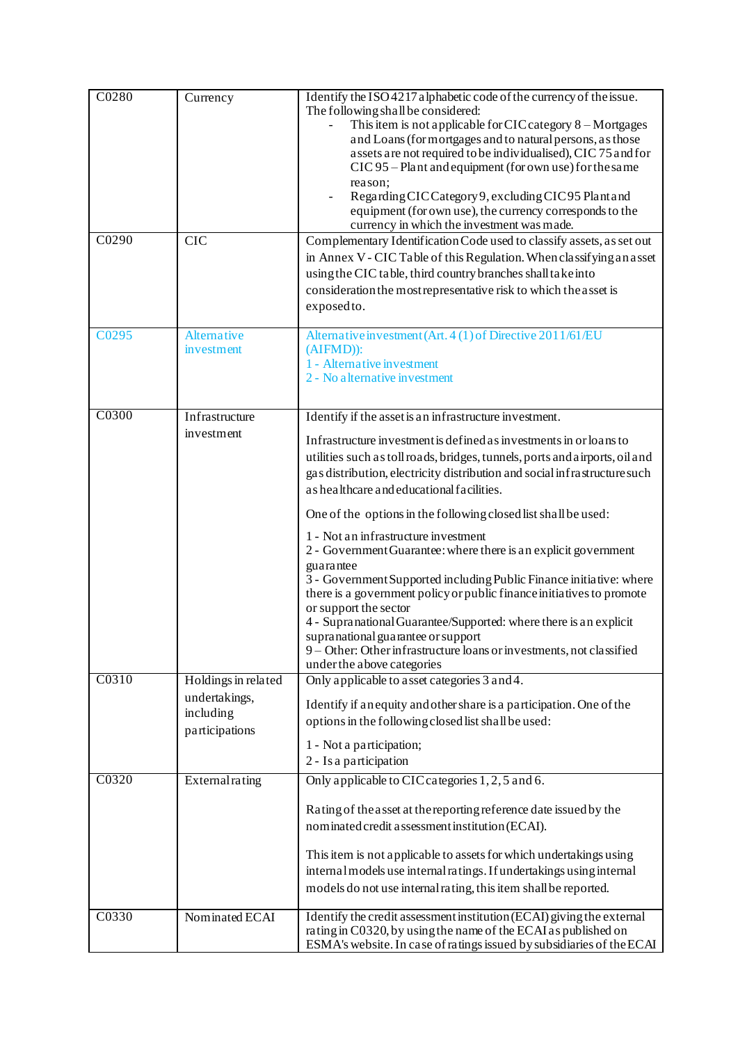| C0280 | Currency | Identify the ISO 4217 alphabetic code of the currency of the issue. The following shall be considered:<br>- This item is not applicable for CIC category 8 – Mortgages and Loans (for mortgages and loans to natural persons, as those assets are not required to be individualised), CIC 75 and for CIC 95 – Plant and equipment (for own use) for the same reason;<br>- Regarding CIC Category 9, excluding CIC 95 Plant and equipment (for own use), the currency corresponds to the currency in which the investment was made. |
|---|---|---|
| C0290 | CIC | Complementary Identification Code used to classify assets, as set out in Annex V - CIC Table of this Regulation. When classifying an asset using the CIC table, third country branches shall take into consideration the most representative risk to which the asset is exposed to. |
| C0295 | Alternative investment | Alternative investment (Art. 4 (1) of Directive 2011/61/EU (AIFMD)):<br>1 - Alternative investment<br>2 - No alternative investment |
| C0300 | Infrastructure investment | Identify if the asset is an infrastructure investment.<br><br>Infrastructure investment is defined as investments in or loans to utilities such as toll roads, bridges, tunnels, ports and airports, oil and gas distribution, electricity distribution and social infrastructure such as healthcare and educational facilities.<br><br>One of the options in the following closed list shall be used:<br><br>1 - Not an infrastructure investment<br>2 - Government Guarantee: where there is an explicit government guarantee<br>3 - Government Supported including Public Finance initiative: where there is a government policy or public finance initiatives to promote or support the sector<br>4 - Supranational Guarantee/Supported: where there is an explicit supranational guarantee or support<br>9 – Other: Other infrastructure loans or investments, not classified under the above categories |
| C0310 | Holdings in related undertakings, including participations | Only applicable to asset categories 3 and 4.<br><br>Identify if an equity and other share is a participation. One of the options in the following closed list shall be used:<br><br>1 - Not a participation;<br>2 - Is a participation |
| C0320 | External rating | Only applicable to CIC categories 1, 2, 5 and 6.<br><br>Rating of the asset at the reporting reference date issued by the nominated credit assessment institution (ECAI).<br><br>This item is not applicable to assets for which undertakings using internal models use internal ratings. If undertakings using internal models do not use internal rating, this item shall be reported. |
| C0330 | Nominated ECAI | Identify the credit assessment institution (ECAI) giving the external rating in C0320, by using the name of the ECAI as published on ESMA's website. In case of ratings issued by subsidiaries of the ECAI |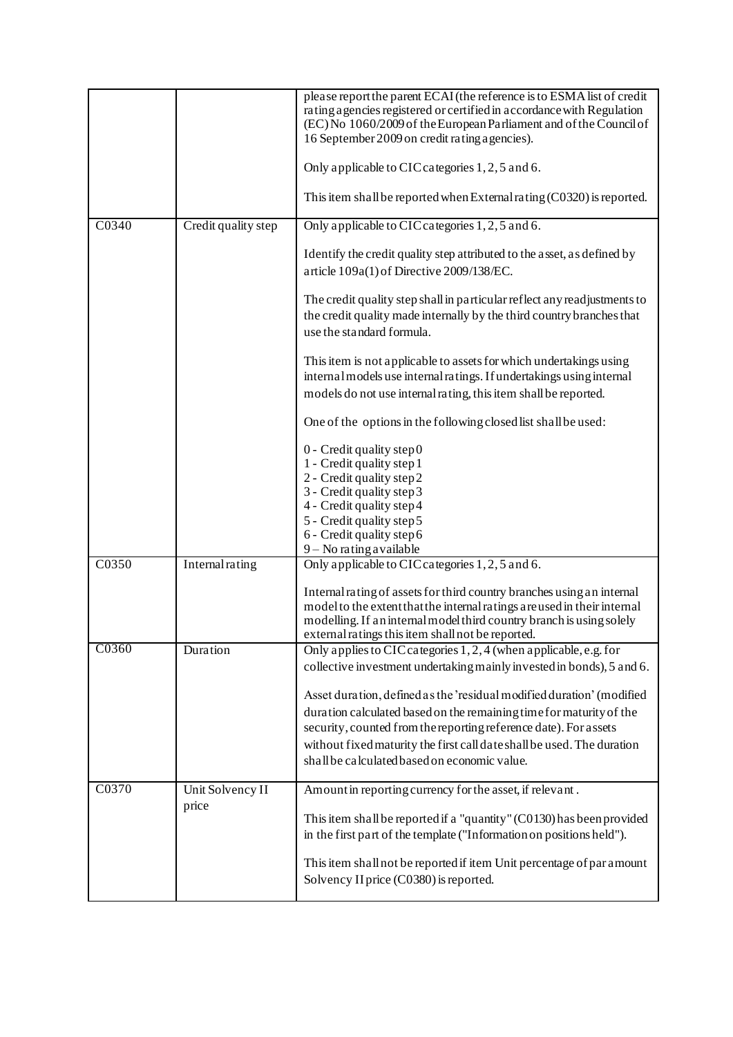| | | |
|---|---|---|
| | | please report the parent ECAI (the reference is to ESMA list of credit rating agencies registered or certified in accordance with Regulation (EC) No 1060/2009 of the European Parliament and of the Council of 16 September 2009 on credit rating agencies).<br><br>Only applicable to CIC categories 1, 2, 5 and 6.<br><br>This item shall be reported when External rating (C0320) is reported. |
| C0340 | Credit quality step | Only applicable to CIC categories 1, 2, 5 and 6.<br><br>Identify the credit quality step attributed to the asset, as defined by article 109a(1) of Directive 2009/138/EC.<br><br>The credit quality step shall in particular reflect any readjustments to the credit quality made internally by the third country branches that use the standard formula.<br><br>This item is not applicable to assets for which undertakings using internal models use internal ratings. If undertakings using internal models do not use internal rating, this item shall be reported.<br><br>One of the options in the following closed list shall be used:<br><br>0 - Credit quality step 0<br>1 - Credit quality step 1<br>2 - Credit quality step 2<br>3 - Credit quality step 3<br>4 - Credit quality step 4<br>5 - Credit quality step 5<br>6 - Credit quality step 6<br>9 – No rating available |
| C0350 | Internal rating | Only applicable to CIC categories 1, 2, 5 and 6.<br><br>Internal rating of assets for third country branches using an internal model to the extent that the internal ratings are used in their internal modelling. If an internal model third country branch is using solely external ratings this item shall not be reported. |
| C0360 | Duration | Only applies to CIC categories 1, 2, 4 (when applicable, e.g. for collective investment undertaking mainly invested in bonds), 5 and 6.<br><br>Asset duration, defined as the 'residual modified duration' (modified duration calculated based on the remaining time for maturity of the security, counted from the reporting reference date). For assets without fixed maturity the first call date shall be used. The duration shall be calculated based on economic value. |
| C0370 | Unit Solvency II price | Amount in reporting currency for the asset, if relevant.<br><br>This item shall be reported if a "quantity" (C0130) has been provided in the first part of the template ("Information on positions held").<br><br>This item shall not be reported if item Unit percentage of par amount Solvency II price (C0380) is reported. |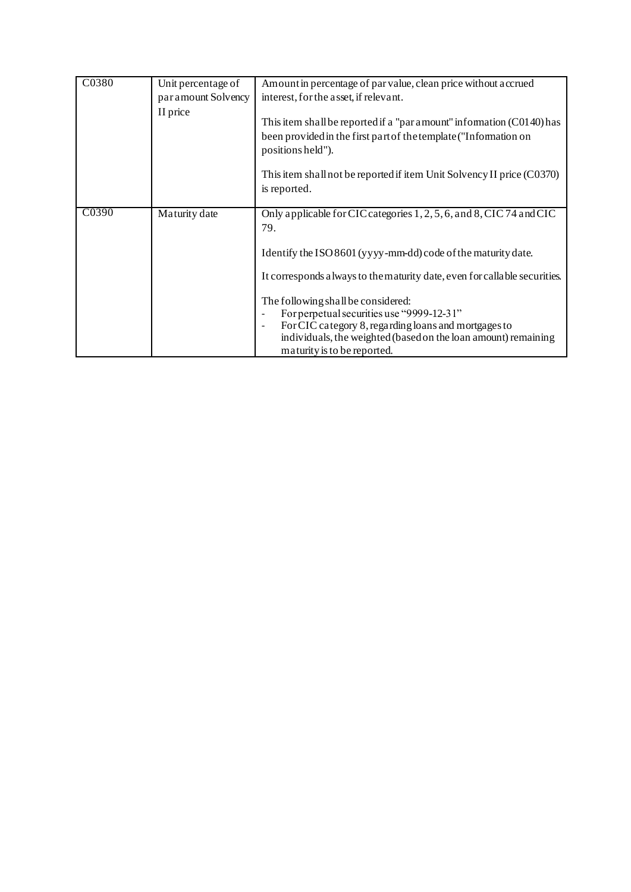| | | |
|---|---|---|
| C0380 | Unit percentage of par amount Solvency II price | Amount in percentage of par value, clean price without accrued interest, for the asset, if relevant.<br><br>This item shall be reported if a "par amount" information (C0140) has been provided in the first part of the template ("Information on positions held").<br><br>This item shall not be reported if item Unit Solvency II price (C0370) is reported. |
| C0390 | Maturity date | Only applicable for CIC categories 1, 2, 5, 6, and 8, CIC 74 and CIC 79.<br><br>Identify the ISO 8601 (yyyy-mm-dd) code of the maturity date.<br><br>It corresponds always to the maturity date, even for callable securities.<br><br>The following shall be considered:<br>- For perpetual securities use "9999-12-31"<br>- For CIC category 8, regarding loans and mortgages to individuals, the weighted (based on the loan amount) remaining maturity is to be reported. |